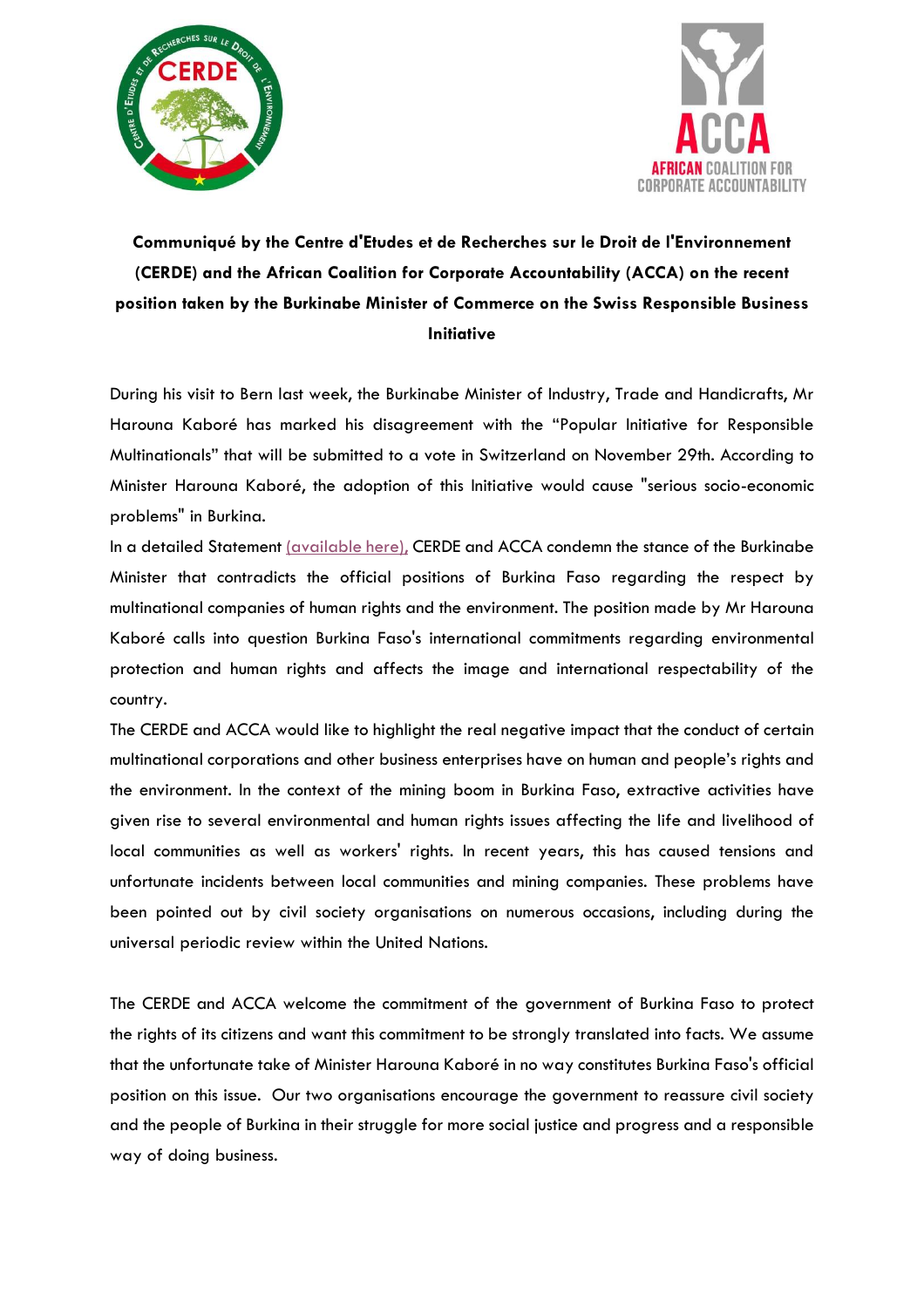**Communiqué by the Centre d'Etudes et de Recherches sur le Droit de l'Environnement (CERDE) and the African Coalition for Corporate Accountability (ACCA) on the recent position taken by the Burkinabe Minister of Commerce on the Swiss Responsible Business Initiative**

During his visit to Bern last week, the Burkinabe Minister of Industry, Trade and Handicrafts, Mr Harouna Kaboré has marked his disagreement with the "Popular Initiative for Responsible Multinationals" that will be submitted to a vote in Switzerland on November 29th. According to Minister Harouna Kaboré, the adoption of this Initiative would cause "serious socio-economic problems" in Burkina.

In a detailed Statement (available here), CERDE and ACCA condemn the stance of the Burkinabe Minister that contradicts the official positions of Burkina Faso regarding the respect by multinational companies of human rights and the environment. The position made by Mr Harouna Kaboré calls into question Burkina Faso's international commitments regarding environmental protection and human rights and affects the image and international respectability of the country.

The CERDE and ACCA would like to highlight the real negative impact that the conduct of certain multinational corporations and other business enterprises have on human and people's rights and the environment. In the context of the mining boom in Burkina Faso, extractive activities have given rise to several environmental and human rights issues affecting the life and livelihood of local communities as well as workers' rights. In recent years, this has caused tensions and unfortunate incidents between local communities and mining companies. These problems have been pointed out by civil society organisations on numerous occasions, including during the universal periodic review within the United Nations.

The CERDE and ACCA welcome the commitment of the government of Burkina Faso to protect the rights of its citizens and want this commitment to be strongly translated into facts. We assume that the unfortunate take of Minister Harouna Kaboré in no way constitutes Burkina Faso's official position on this issue. Our two organisations encourage the government to reassure civil society and the people of Burkina in their struggle for more social justice and progress and a responsible way of doing business.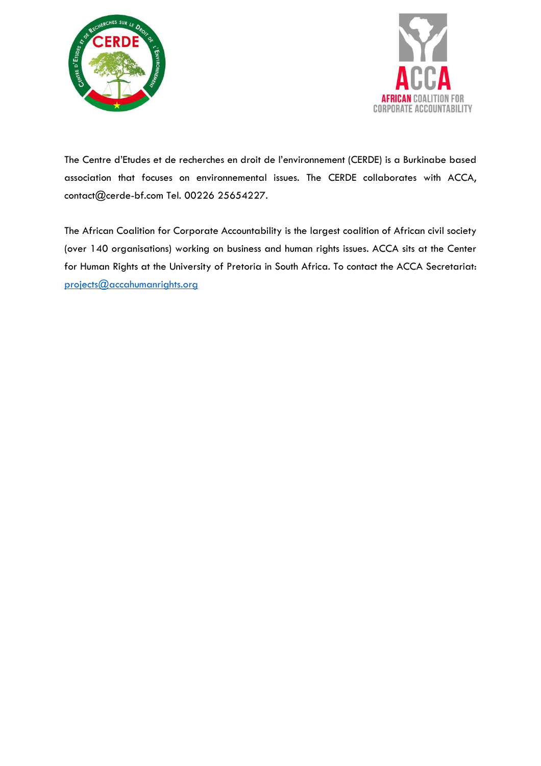The Centre d'Etudes et de recherches en droit de l'environnement (CERDE) is a Burkinabe based association that focuses on environnemental issues. The CERDE collaborates with ACCA, contact@cerde-bf.com Tel. 00226 25654227.

The African Coalition for Corporate Accountability is the largest coalition of African civil society (over 140 organisations) working on business and human rights issues. ACCA sits at the Center for Human Rights at the University of Pretoria in South Africa. To contact the ACCA Secretariat: projects@accahumanrights.org